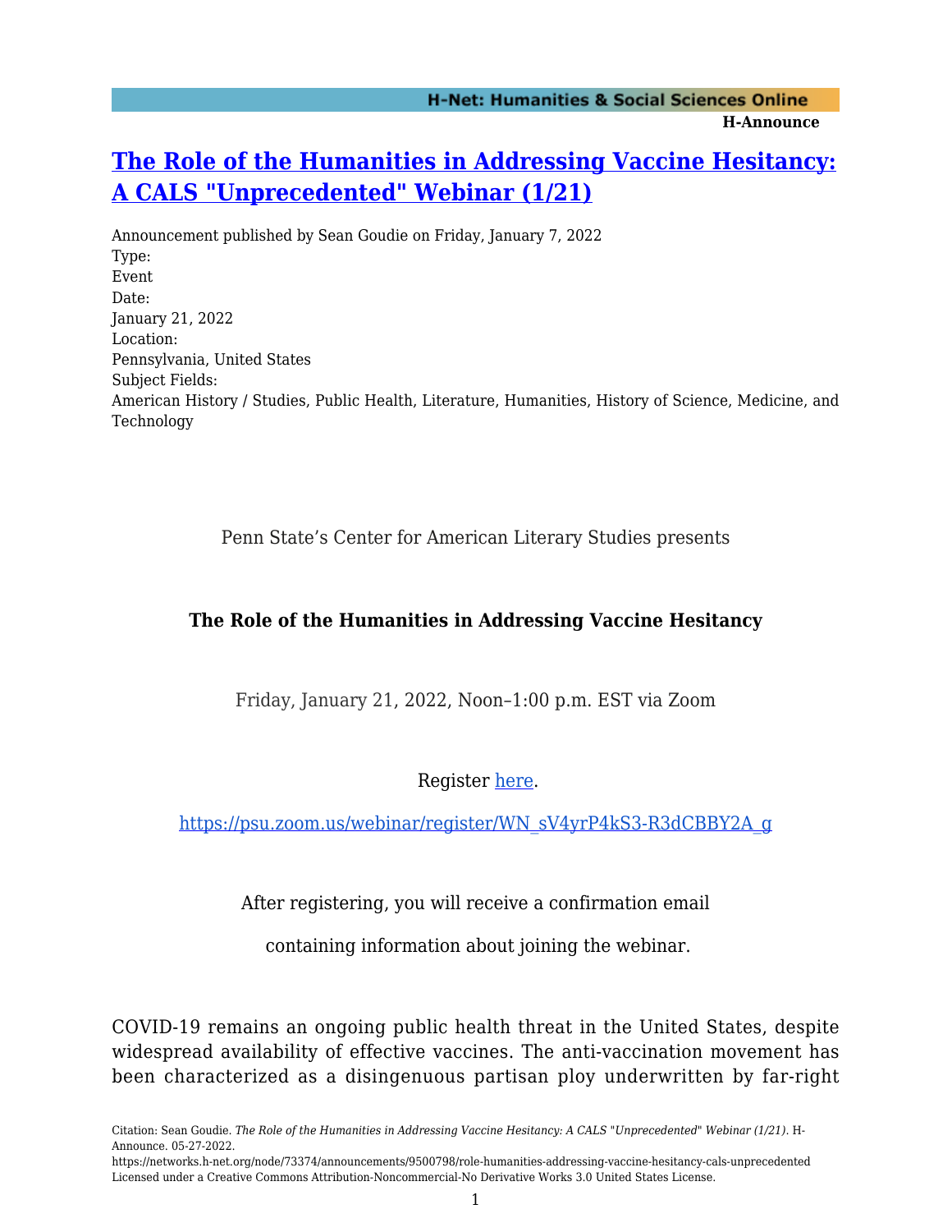# The Role of the Humanities in Addressing Vaccine Hesitancy: A CALS "Unprecedented" Webinar (1/21)

Announcement published by Sean Goudie on Friday, January 7, 2022

Type:
Event

Date:
January 21, 2022

Location:
Pennsylvania, United States

Subject Fields:
American History / Studies, Public Health, Literature, Humanities, History of Science, Medicine, and Technology

Penn State's Center for American Literary Studies presents

**The Role of the Humanities in Addressing Vaccine Hesitancy**

Friday, January 21, 2022, Noon–1:00 p.m. EST via Zoom

Register here.

https://psu.zoom.us/webinar/register/WN_sV4yrP4kS3-R3dCBBY2A_g

After registering, you will receive a confirmation email

containing information about joining the webinar.

COVID-19 remains an ongoing public health threat in the United States, despite widespread availability of effective vaccines. The anti-vaccination movement has been characterized as a disingenuous partisan ploy underwritten by far-right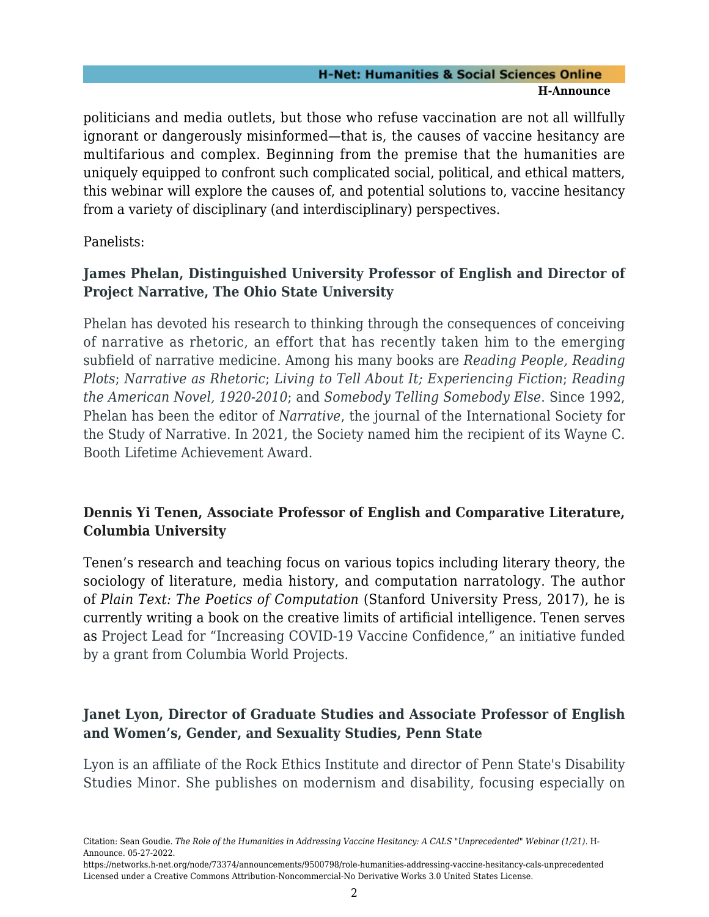politicians and media outlets, but those who refuse vaccination are not all willfully ignorant or dangerously misinformed—that is, the causes of vaccine hesitancy are multifarious and complex. Beginning from the premise that the humanities are uniquely equipped to confront such complicated social, political, and ethical matters, this webinar will explore the causes of, and potential solutions to, vaccine hesitancy from a variety of disciplinary (and interdisciplinary) perspectives.

Panelists:

**James Phelan, Distinguished University Professor of English and Director of Project Narrative, The Ohio State University**

Phelan has devoted his research to thinking through the consequences of conceiving of narrative as rhetoric, an effort that has recently taken him to the emerging subfield of narrative medicine. Among his many books are *Reading People, Reading Plots*; *Narrative as Rhetoric*; *Living to Tell About It; Experiencing Fiction*; *Reading the American Novel, 1920-2010*; and *Somebody Telling Somebody Else*. Since 1992, Phelan has been the editor of *Narrative*, the journal of the International Society for the Study of Narrative. In 2021, the Society named him the recipient of its Wayne C. Booth Lifetime Achievement Award.

**Dennis Yi Tenen, Associate Professor of English and Comparative Literature, Columbia University**

Tenen's research and teaching focus on various topics including literary theory, the sociology of literature, media history, and computation narratology. The author of *Plain Text: The Poetics of Computation* (Stanford University Press, 2017), he is currently writing a book on the creative limits of artificial intelligence. Tenen serves as Project Lead for "Increasing COVID-19 Vaccine Confidence," an initiative funded by a grant from Columbia World Projects.

**Janet Lyon, Director of Graduate Studies and Associate Professor of English and Women's, Gender, and Sexuality Studies, Penn State**

Lyon is an affiliate of the Rock Ethics Institute and director of Penn State's Disability Studies Minor. She publishes on modernism and disability, focusing especially on

Citation: Sean Goudie. *The Role of the Humanities in Addressing Vaccine Hesitancy: A CALS "Unprecedented" Webinar (1/21)*. H-Announce. 05-27-2022.
https://networks.h-net.org/node/73374/announcements/9500798/role-humanities-addressing-vaccine-hesitancy-cals-unprecedented
Licensed under a Creative Commons Attribution-Noncommercial-No Derivative Works 3.0 United States License.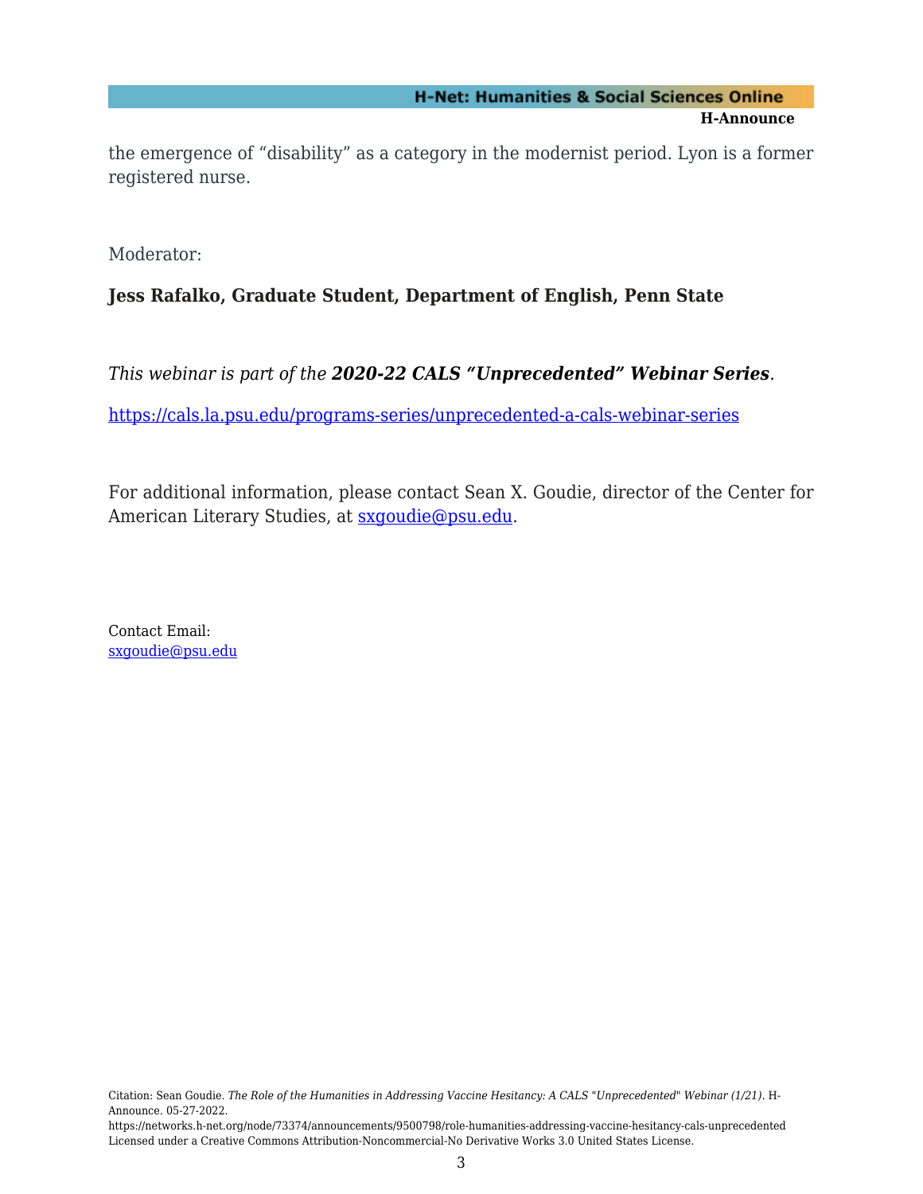the emergence of “disability” as a category in the modernist period. Lyon is a former registered nurse.

Moderator:

**Jess Rafalko, Graduate Student, Department of English, Penn State**

*This webinar is part of the* ***2020-22 CALS “Unprecedented” Webinar Series****.*

https://cals.la.psu.edu/programs-series/unprecedented-a-cals-webinar-series

For additional information, please contact Sean X. Goudie, director of the Center for American Literary Studies, at sxgoudie@psu.edu.

Contact Email:
sxgoudie@psu.edu

Citation: Sean Goudie. *The Role of the Humanities in Addressing Vaccine Hesitancy: A CALS "Unprecedented" Webinar (1/21)*. H-Announce. 05-27-2022.
https://networks.h-net.org/node/73374/announcements/9500798/role-humanities-addressing-vaccine-hesitancy-cals-unprecedented
Licensed under a Creative Commons Attribution-Noncommercial-No Derivative Works 3.0 United States License.